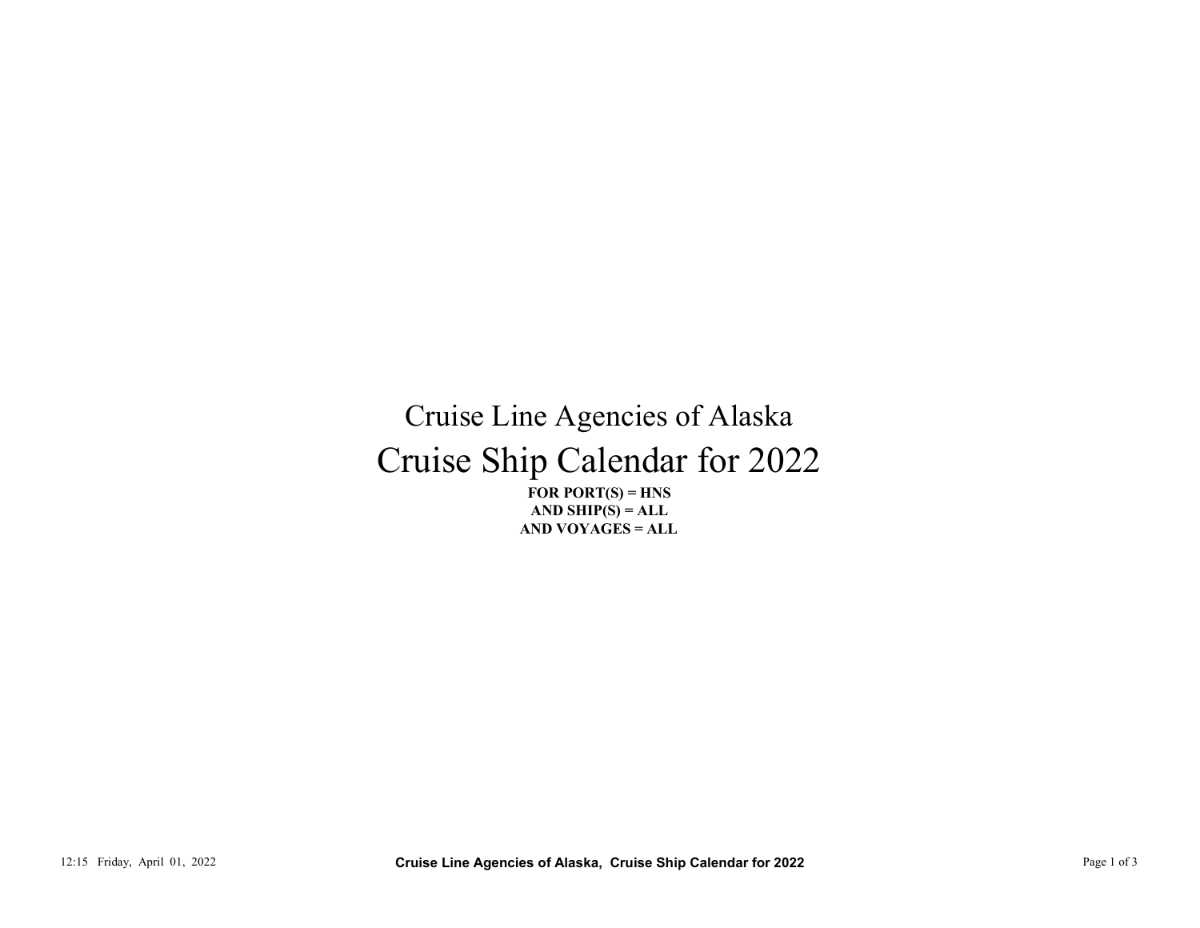# Cruise Line Agencies of Alaska

# Cruise Ship Calendar for 2022

**FOR PORT(S) = HNS**
**AND SHIP(S) = ALL**
**AND VOYAGES = ALL**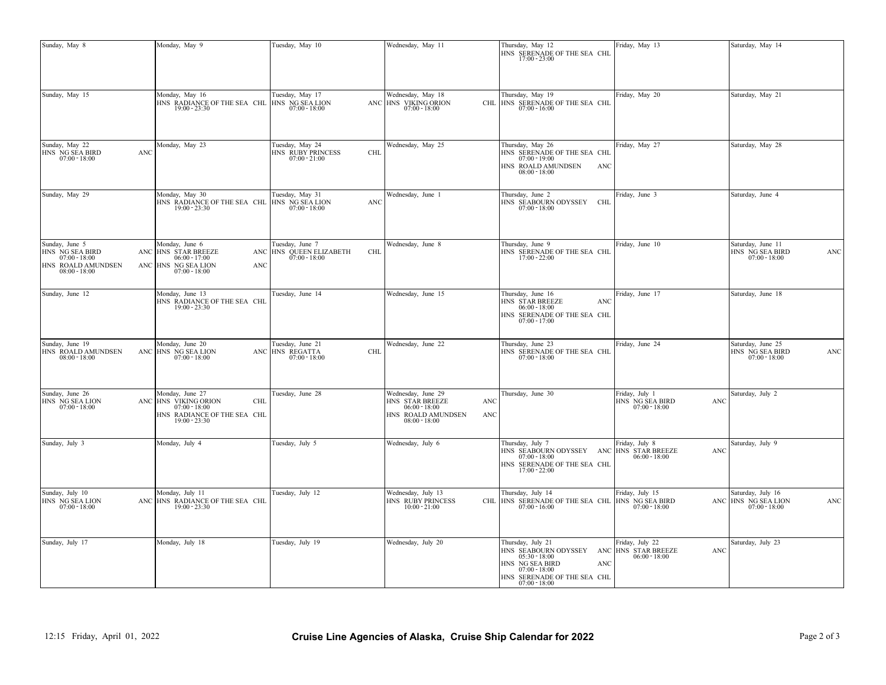| Sunday | Monday | Tuesday | Wednesday | Thursday | Friday | Saturday |
|---|---|---|---|---|---|---|
| Sunday, May 8 | Monday, May 9 | Tuesday, May 10 | Wednesday, May 11 | Thursday, May 12<br>HNS SERENADE OF THE SEA CHL<br>17:00 - 23:00 | Friday, May 13 | Saturday, May 14 |
| Sunday, May 15 | Monday, May 16<br>HNS RADIANCE OF THE SEA CHL<br>19:00 - 23:30 | Tuesday, May 17<br>HNS NG SEA LION ANC<br>07:00 - 18:00 | Wednesday, May 18<br>HNS VIKING ORION CHL<br>07:00 - 18:00 | Thursday, May 19<br>HNS SERENADE OF THE SEA CHL<br>07:00 - 16:00 | Friday, May 20 | Saturday, May 21 |
| Sunday, May 22<br>HNS NG SEA BIRD ANC<br>07:00 - 18:00 | Monday, May 23 | Tuesday, May 24<br>HNS RUBY PRINCESS CHL<br>07:00 - 21:00 | Wednesday, May 25 | Thursday, May 26<br>HNS SERENADE OF THE SEA CHL<br>07:00 - 19:00<br>HNS ROALD AMUNDSEN ANC<br>08:00 - 18:00 | Friday, May 27 | Saturday, May 28 |
| Sunday, May 29 | Monday, May 30<br>HNS RADIANCE OF THE SEA CHL<br>19:00 - 23:30 | Tuesday, May 31<br>HNS NG SEA LION ANC<br>07:00 - 18:00 | Wednesday, June 1 | Thursday, June 2<br>HNS SEABOURN ODYSSEY CHL<br>07:00 - 18:00 | Friday, June 3 | Saturday, June 4 |
| Sunday, June 5<br>HNS NG SEA BIRD ANC<br>07:00 - 18:00<br>HNS ROALD AMUNDSEN ANC<br>08:00 - 18:00 | Monday, June 6<br>HNS STAR BREEZE ANC<br>06:00 - 17:00<br>HNS NG SEA LION ANC<br>07:00 - 18:00 | Tuesday, June 7<br>HNS QUEEN ELIZABETH CHL<br>07:00 - 18:00 | Wednesday, June 8 | Thursday, June 9<br>HNS SERENADE OF THE SEA CHL<br>17:00 - 22:00 | Friday, June 10 | Saturday, June 11<br>HNS NG SEA BIRD ANC<br>07:00 - 18:00 |
| Sunday, June 12 | Monday, June 13<br>HNS RADIANCE OF THE SEA CHL<br>19:00 - 23:30 | Tuesday, June 14 | Wednesday, June 15 | Thursday, June 16<br>HNS STAR BREEZE ANC<br>06:00 - 18:00<br>HNS SERENADE OF THE SEA CHL<br>07:00 - 17:00 | Friday, June 17 | Saturday, June 18 |
| Sunday, June 19<br>HNS ROALD AMUNDSEN ANC<br>08:00 - 18:00 | Monday, June 20<br>HNS NG SEA LION ANC<br>07:00 - 18:00 | Tuesday, June 21<br>HNS REGATTA CHL<br>07:00 - 18:00 | Wednesday, June 22 | Thursday, June 23<br>HNS SERENADE OF THE SEA CHL<br>07:00 - 18:00 | Friday, June 24 | Saturday, June 25<br>HNS NG SEA BIRD ANC<br>07:00 - 18:00 |
| Sunday, June 26<br>HNS NG SEA LION ANC<br>07:00 - 18:00 | Monday, June 27<br>HNS VIKING ORION CHL<br>07:00 - 18:00<br>HNS RADIANCE OF THE SEA CHL<br>19:00 - 23:30 | Tuesday, June 28 | Wednesday, June 29<br>HNS STAR BREEZE ANC<br>06:00 - 18:00<br>HNS ROALD AMUNDSEN ANC<br>08:00 - 18:00 | Thursday, June 30 | Friday, July 1<br>HNS NG SEA BIRD ANC<br>07:00 - 18:00 | Saturday, July 2 |
| Sunday, July 3 | Monday, July 4 | Tuesday, July 5 | Wednesday, July 6 | Thursday, July 7<br>HNS SEABOURN ODYSSEY ANC<br>07:00 - 18:00<br>HNS SERENADE OF THE SEA CHL<br>17:00 - 22:00 | Friday, July 8<br>HNS STAR BREEZE ANC<br>06:00 - 18:00 | Saturday, July 9 |
| Sunday, July 10<br>HNS NG SEA LION ANC<br>07:00 - 18:00 | Monday, July 11<br>HNS RADIANCE OF THE SEA CHL<br>19:00 - 23:30 | Tuesday, July 12 | Wednesday, July 13<br>HNS RUBY PRINCESS CHL<br>10:00 - 21:00 | Thursday, July 14<br>HNS SERENADE OF THE SEA CHL<br>07:00 - 16:00 | Friday, July 15<br>HNS NG SEA BIRD ANC<br>07:00 - 18:00 | Saturday, July 16<br>HNS NG SEA LION ANC<br>07:00 - 18:00 |
| Sunday, July 17 | Monday, July 18 | Tuesday, July 19 | Wednesday, July 20 | Thursday, July 21<br>HNS SEABOURN ODYSSEY ANC<br>05:30 - 18:00<br>HNS NG SEA BIRD ANC<br>07:00 - 18:00<br>HNS SERENADE OF THE SEA CHL<br>07:00 - 18:00 | Friday, July 22<br>HNS STAR BREEZE ANC<br>06:00 - 18:00 | Saturday, July 23 |

12:15 Friday, April 01, 2022

**Cruise Line Agencies of Alaska, Cruise Ship Calendar for 2022**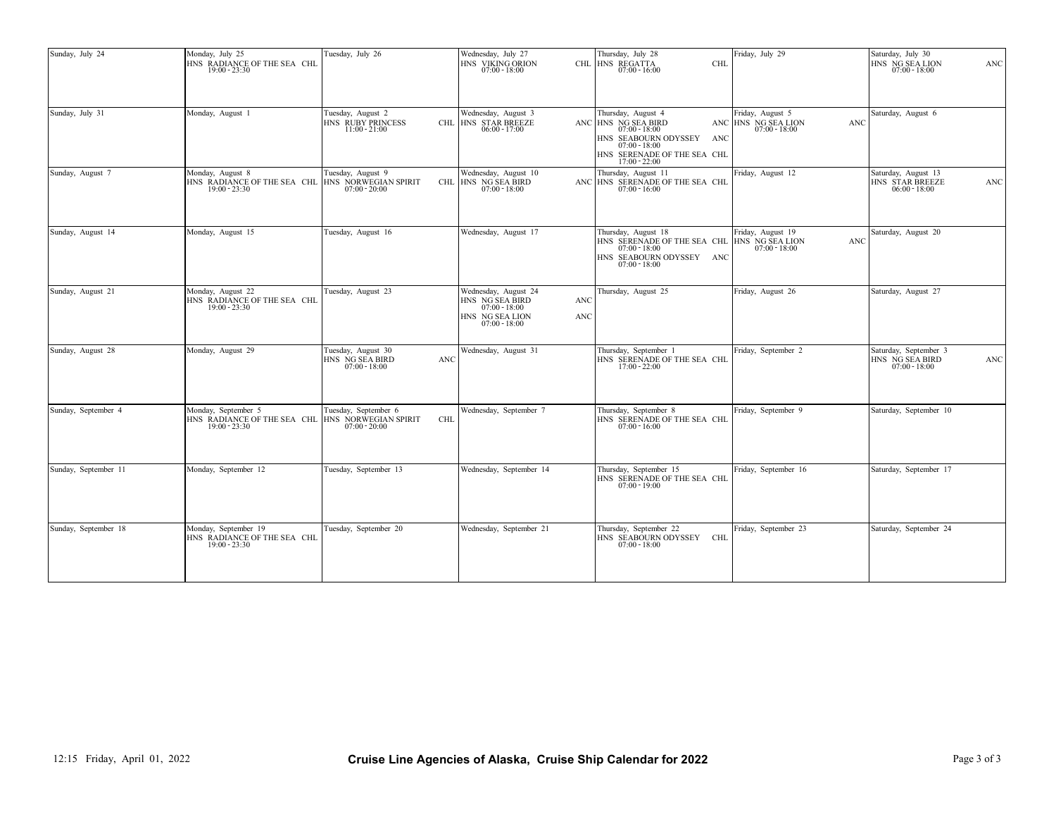| Sunday | Monday | Tuesday | Wednesday | Thursday | Friday | Saturday |
|---|---|---|---|---|---|---|
| Sunday, July 24 | Monday, July 25<br>HNS RADIANCE OF THE SEA CHL<br>19:00 - 23:30 | Tuesday, July 26 | Wednesday, July 27<br>HNS VIKING ORION CHL<br>07:00 - 18:00 | Thursday, July 28<br>HNS REGATTA CHL<br>07:00 - 16:00 | Friday, July 29 | Saturday, July 30<br>HNS NG SEA LION ANC<br>07:00 - 18:00 |
| Sunday, July 31 | Monday, August 1 | Tuesday, August 2<br>HNS RUBY PRINCESS CHL<br>11:00 - 21:00 | Wednesday, August 3<br>HNS STAR BREEZE ANC<br>06:00 - 17:00 | Thursday, August 4<br>HNS NG SEA BIRD ANC<br>07:00 - 18:00<br>HNS SEABOURN ODYSSEY ANC<br>07:00 - 18:00<br>HNS SERENADE OF THE SEA CHL<br>17:00 - 22:00 | Friday, August 5<br>HNS NG SEA LION ANC<br>07:00 - 18:00 | Saturday, August 6 |
| Sunday, August 7 | Monday, August 8<br>HNS RADIANCE OF THE SEA CHL<br>19:00 - 23:30 | Tuesday, August 9<br>HNS NORWEGIAN SPIRIT CHL<br>07:00 - 20:00 | Wednesday, August 10<br>HNS NG SEA BIRD ANC<br>07:00 - 18:00 | Thursday, August 11<br>HNS SERENADE OF THE SEA CHL<br>07:00 - 16:00 | Friday, August 12 | Saturday, August 13<br>HNS STAR BREEZE ANC<br>06:00 - 18:00 |
| Sunday, August 14 | Monday, August 15 | Tuesday, August 16 | Wednesday, August 17 | Thursday, August 18<br>HNS SERENADE OF THE SEA CHL<br>07:00 - 18:00<br>HNS SEABOURN ODYSSEY ANC<br>07:00 - 18:00 | Friday, August 19<br>HNS NG SEA LION ANC<br>07:00 - 18:00 | Saturday, August 20 |
| Sunday, August 21 | Monday, August 22<br>HNS RADIANCE OF THE SEA CHL<br>19:00 - 23:30 | Tuesday, August 23 | Wednesday, August 24<br>HNS NG SEA BIRD ANC<br>07:00 - 18:00<br>HNS NG SEA LION ANC<br>07:00 - 18:00 | Thursday, August 25 | Friday, August 26 | Saturday, August 27 |
| Sunday, August 28 | Monday, August 29 | Tuesday, August 30<br>HNS NG SEA BIRD ANC<br>07:00 - 18:00 | Wednesday, August 31 | Thursday, September 1<br>HNS SERENADE OF THE SEA CHL<br>17:00 - 22:00 | Friday, September 2 | Saturday, September 3<br>HNS NG SEA BIRD ANC<br>07:00 - 18:00 |
| Sunday, September 4 | Monday, September 5<br>HNS RADIANCE OF THE SEA CHL<br>19:00 - 23:30 | Tuesday, September 6<br>HNS NORWEGIAN SPIRIT CHL<br>07:00 - 20:00 | Wednesday, September 7 | Thursday, September 8<br>HNS SERENADE OF THE SEA CHL<br>07:00 - 16:00 | Friday, September 9 | Saturday, September 10 |
| Sunday, September 11 | Monday, September 12 | Tuesday, September 13 | Wednesday, September 14 | Thursday, September 15<br>HNS SERENADE OF THE SEA CHL<br>07:00 - 19:00 | Friday, September 16 | Saturday, September 17 |
| Sunday, September 18 | Monday, September 19<br>HNS RADIANCE OF THE SEA CHL<br>19:00 - 23:30 | Tuesday, September 20 | Wednesday, September 21 | Thursday, September 22<br>HNS SEABOURN ODYSSEY CHL<br>07:00 - 18:00 | Friday, September 23 | Saturday, September 24 |

12:15 Friday, April 01, 2022

**Cruise Line Agencies of Alaska, Cruise Ship Calendar for 2022**